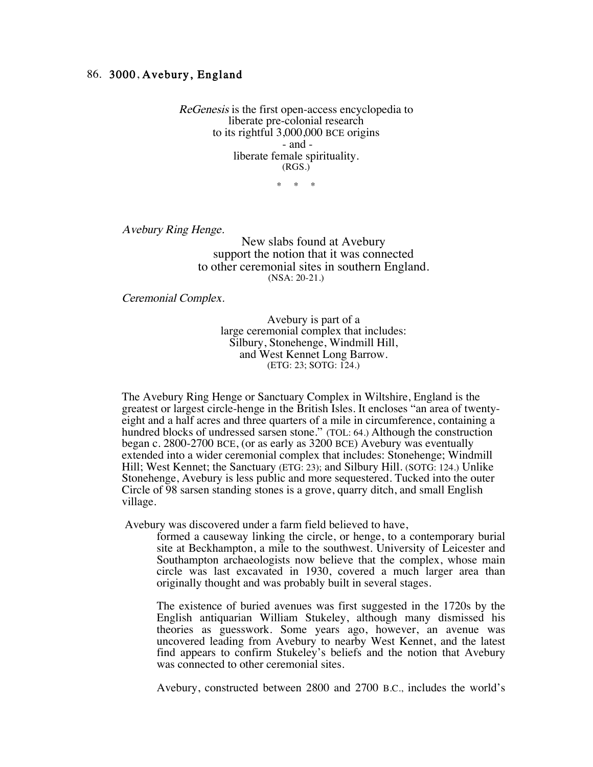## 86. 3000, Avebury, England

*ReGenesis* is the first open-access encyclopedia to
liberate pre-colonial research
to its rightful 3,000,000 BCE origins
- and -
liberate female spirituality.
(RGS.)

\*   \*   \*

*Avebury Ring Henge.*

New slabs found at Avebury
support the notion that it was connected
to other ceremonial sites in southern England.
(NSA: 20-21.)

*Ceremonial Complex.*

Avebury is part of a
large ceremonial complex that includes:
Silbury, Stonehenge, Windmill Hill,
and West Kennet Long Barrow.
(ETG: 23; SOTG: 124.)

The Avebury Ring Henge or Sanctuary Complex in Wiltshire, England is the greatest or largest circle-henge in the British Isles. It encloses "an area of twenty-eight and a half acres and three quarters of a mile in circumference, containing a hundred blocks of undressed sarsen stone." (TOL: 64.) Although the construction began c. 2800-2700 BCE, (or as early as 3200 BCE) Avebury was eventually extended into a wider ceremonial complex that includes: Stonehenge; Windmill Hill; West Kennet; the Sanctuary (ETG: 23); and Silbury Hill. (SOTG: 124.) Unlike Stonehenge, Avebury is less public and more sequestered. Tucked into the outer Circle of 98 sarsen standing stones is a grove, quarry ditch, and small English village.

Avebury was discovered under a farm field believed to have,

> formed a causeway linking the circle, or henge, to a contemporary burial site at Beckhampton, a mile to the southwest. University of Leicester and Southampton archaeologists now believe that the complex, whose main circle was last excavated in 1930, covered a much larger area than originally thought and was probably built in several stages.
>
> The existence of buried avenues was first suggested in the 1720s by the English antiquarian William Stukeley, although many dismissed his theories as guesswork. Some years ago, however, an avenue was uncovered leading from Avebury to nearby West Kennet, and the latest find appears to confirm Stukeley's beliefs and the notion that Avebury was connected to other ceremonial sites.
>
> Avebury, constructed between 2800 and 2700 B.C., includes the world's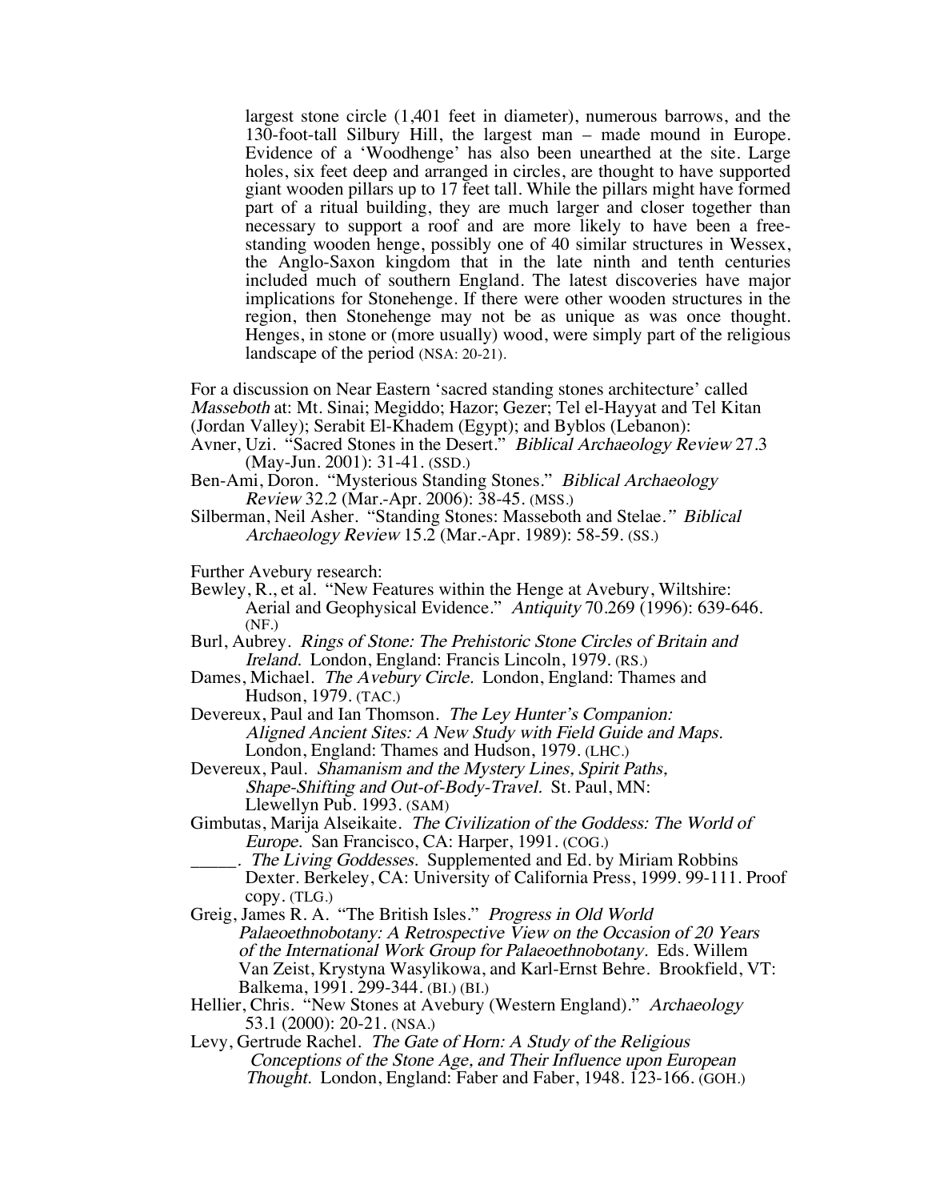> largest stone circle (1,401 feet in diameter), numerous barrows, and the 130-foot-tall Silbury Hill, the largest man – made mound in Europe. Evidence of a 'Woodhenge' has also been unearthed at the site. Large holes, six feet deep and arranged in circles, are thought to have supported giant wooden pillars up to 17 feet tall. While the pillars might have formed part of a ritual building, they are much larger and closer together than necessary to support a roof and are more likely to have been a free-standing wooden henge, possibly one of 40 similar structures in Wessex, the Anglo-Saxon kingdom that in the late ninth and tenth centuries included much of southern England. The latest discoveries have major implications for Stonehenge. If there were other wooden structures in the region, then Stonehenge may not be as unique as was once thought. Henges, in stone or (more usually) wood, were simply part of the religious landscape of the period (NSA: 20-21).

For a discussion on Near Eastern 'sacred standing stones architecture' called *Masseboth* at: Mt. Sinai; Megiddo; Hazor; Gezer; Tel el-Hayyat and Tel Kitan (Jordan Valley); Serabit El-Khadem (Egypt); and Byblos (Lebanon):

Avner, Uzi. "Sacred Stones in the Desert." *Biblical Archaeology Review* 27.3 (May-Jun. 2001): 31-41. (SSD.)

Ben-Ami, Doron. "Mysterious Standing Stones." *Biblical Archaeology Review* 32.2 (Mar.-Apr. 2006): 38-45. (MSS.)

Silberman, Neil Asher. "Standing Stones: Masseboth and Stelae." *Biblical Archaeology Review* 15.2 (Mar.-Apr. 1989): 58-59. (SS.)

Further Avebury research:

Bewley, R., et al. "New Features within the Henge at Avebury, Wiltshire: Aerial and Geophysical Evidence." *Antiquity* 70.269 (1996): 639-646. (NF.)

Burl, Aubrey. *Rings of Stone: The Prehistoric Stone Circles of Britain and Ireland.* London, England: Francis Lincoln, 1979. (RS.)

Dames, Michael. *The Avebury Circle.* London, England: Thames and Hudson, 1979. (TAC.)

Devereux, Paul and Ian Thomson. *The Ley Hunter's Companion: Aligned Ancient Sites: A New Study with Field Guide and Maps.* London, England: Thames and Hudson, 1979. (LHC.)

Devereux, Paul. *Shamanism and the Mystery Lines, Spirit Paths, Shape-Shifting and Out-of-Body-Travel.* St. Paul, MN: Llewellyn Pub. 1993. (SAM)

Gimbutas, Marija Alseikaite. *The Civilization of the Goddess: The World of Europe.* San Francisco, CA: Harper, 1991. (COG.)

_____. *The Living Goddesses.* Supplemented and Ed. by Miriam Robbins Dexter. Berkeley, CA: University of California Press, 1999. 99-111. Proof copy. (TLG.)

Greig, James R. A. "The British Isles." *Progress in Old World Palaeoethnobotany: A Retrospective View on the Occasion of 20 Years of the International Work Group for Palaeoethnobotany.* Eds. Willem Van Zeist, Krystyna Wasylikowa, and Karl-Ernst Behre. Brookfield, VT: Balkema, 1991. 299-344. (BI.) (BI.)

Hellier, Chris. "New Stones at Avebury (Western England)." *Archaeology* 53.1 (2000): 20-21. (NSA.)

Levy, Gertrude Rachel. *The Gate of Horn: A Study of the Religious Conceptions of the Stone Age, and Their Influence upon European Thought.* London, England: Faber and Faber, 1948. 123-166. (GOH.)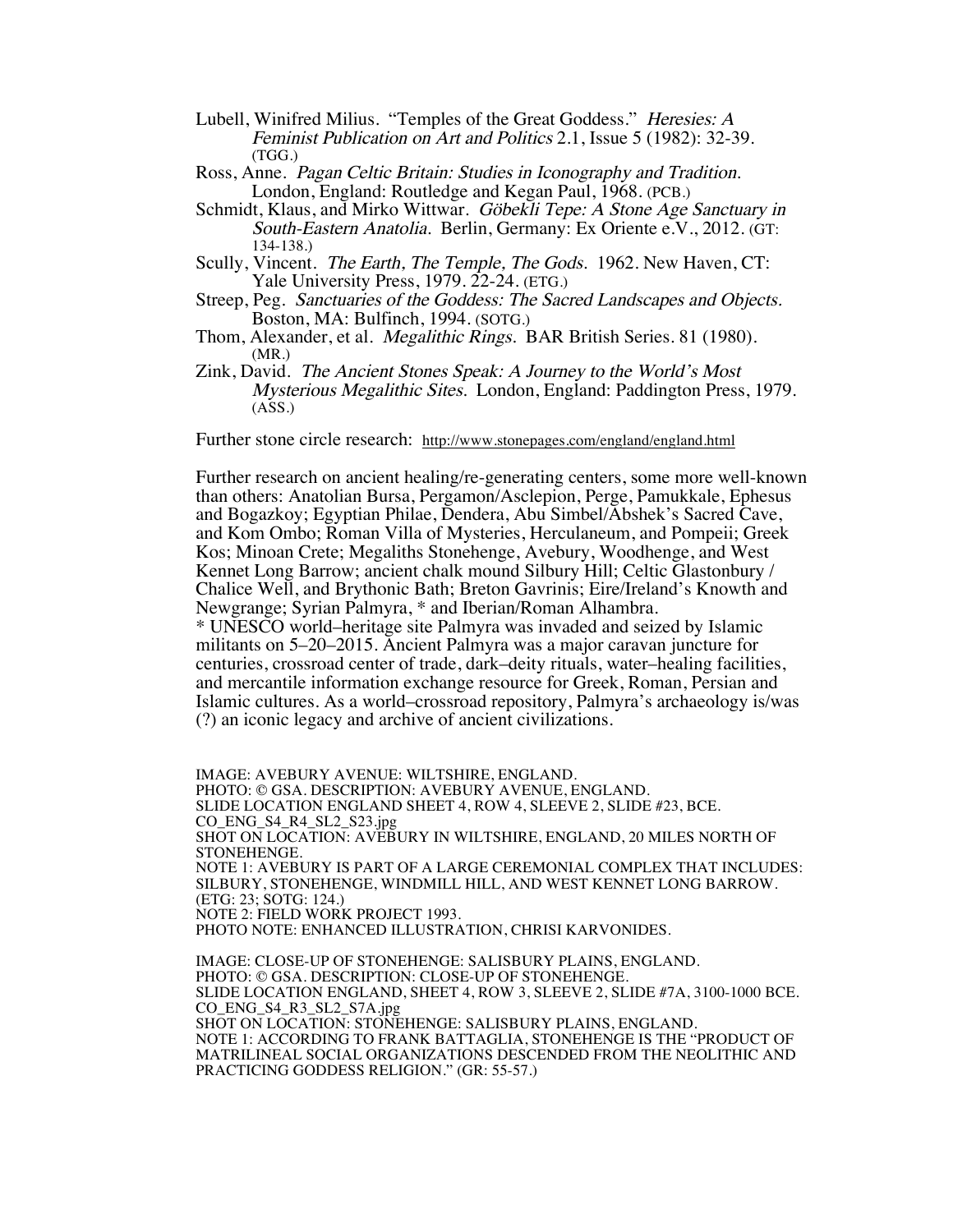Lubell, Winifred Milius. "Temples of the Great Goddess." *Heresies: A Feminist Publication on Art and Politics* 2.1, Issue 5 (1982): 32-39. (TGG.)

Ross, Anne. *Pagan Celtic Britain: Studies in Iconography and Tradition.* London, England: Routledge and Kegan Paul, 1968. (PCB.)

Schmidt, Klaus, and Mirko Wittwar. *Göbekli Tepe: A Stone Age Sanctuary in South-Eastern Anatolia.* Berlin, Germany: Ex Oriente e.V., 2012. (GT: 134-138.)

Scully, Vincent. *The Earth, The Temple, The Gods.* 1962. New Haven, CT: Yale University Press, 1979. 22-24. (ETG.)

Streep, Peg. *Sanctuaries of the Goddess: The Sacred Landscapes and Objects.* Boston, MA: Bulfinch, 1994. (SOTG.)

Thom, Alexander, et al. *Megalithic Rings.* BAR British Series. 81 (1980). (MR.)

Zink, David. *The Ancient Stones Speak: A Journey to the World's Most Mysterious Megalithic Sites.* London, England: Paddington Press, 1979. (ASS.)

Further stone circle research: http://www.stonepages.com/england/england.html

Further research on ancient healing/re-generating centers, some more well-known than others: Anatolian Bursa, Pergamon/Asclepion, Perge, Pamukkale, Ephesus and Bogazkoy; Egyptian Philae, Dendera, Abu Simbel/Abshek's Sacred Cave, and Kom Ombo; Roman Villa of Mysteries, Herculaneum, and Pompeii; Greek Kos; Minoan Crete; Megaliths Stonehenge, Avebury, Woodhenge, and West Kennet Long Barrow; ancient chalk mound Silbury Hill; Celtic Glastonbury / Chalice Well, and Brythonic Bath; Breton Gavrinis; Eire/Ireland's Knowth and Newgrange; Syrian Palmyra, * and Iberian/Roman Alhambra.
* UNESCO world–heritage site Palmyra was invaded and seized by Islamic militants on 5–20–2015. Ancient Palmyra was a major caravan juncture for centuries, crossroad center of trade, dark–deity rituals, water–healing facilities, and mercantile information exchange resource for Greek, Roman, Persian and Islamic cultures. As a world–crossroad repository, Palmyra's archaeology is/was (?) an iconic legacy and archive of ancient civilizations.

IMAGE: AVEBURY AVENUE: WILTSHIRE, ENGLAND.
PHOTO: © GSA. DESCRIPTION: AVEBURY AVENUE, ENGLAND.
SLIDE LOCATION ENGLAND SHEET 4, ROW 4, SLEEVE 2, SLIDE #23, BCE.
CO_ENG_S4_R4_SL2_S23.jpg
SHOT ON LOCATION: AVEBURY IN WILTSHIRE, ENGLAND, 20 MILES NORTH OF STONEHENGE.
NOTE 1: AVEBURY IS PART OF A LARGE CEREMONIAL COMPLEX THAT INCLUDES: SILBURY, STONEHENGE, WINDMILL HILL, AND WEST KENNET LONG BARROW. (ETG: 23; SOTG: 124.)
NOTE 2: FIELD WORK PROJECT 1993.
PHOTO NOTE: ENHANCED ILLUSTRATION, CHRISI KARVONIDES.

IMAGE: CLOSE-UP OF STONEHENGE: SALISBURY PLAINS, ENGLAND.
PHOTO: © GSA. DESCRIPTION: CLOSE-UP OF STONEHENGE.
SLIDE LOCATION ENGLAND, SHEET 4, ROW 3, SLEEVE 2, SLIDE #7A, 3100-1000 BCE.
CO_ENG_S4_R3_SL2_S7A.jpg
SHOT ON LOCATION: STONEHENGE: SALISBURY PLAINS, ENGLAND.
NOTE 1: ACCORDING TO FRANK BATTAGLIA, STONEHENGE IS THE "PRODUCT OF MATRILINEAL SOCIAL ORGANIZATIONS DESCENDED FROM THE NEOLITHIC AND PRACTICING GODDESS RELIGION." (GR: 55-57.)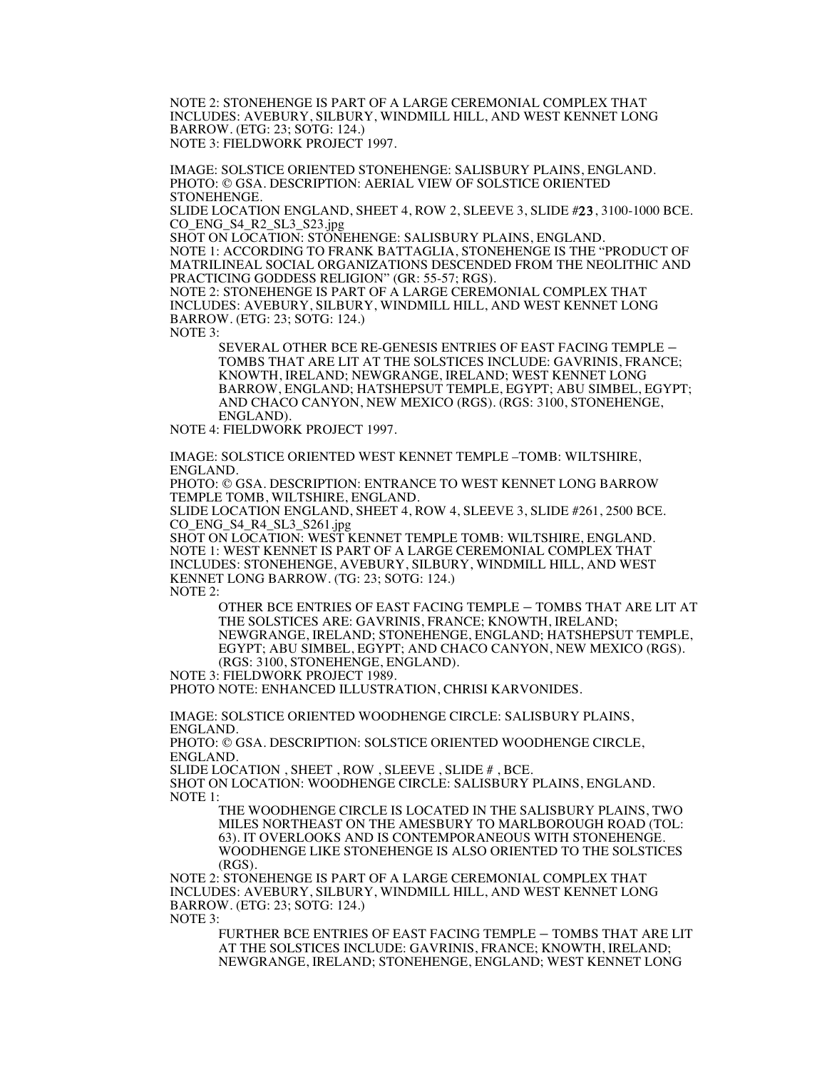NOTE 2: STONEHENGE IS PART OF A LARGE CEREMONIAL COMPLEX THAT INCLUDES: AVEBURY, SILBURY, WINDMILL HILL, AND WEST KENNET LONG BARROW. (ETG: 23; SOTG: 124.)
NOTE 3: FIELDWORK PROJECT 1997.

IMAGE: SOLSTICE ORIENTED STONEHENGE: SALISBURY PLAINS, ENGLAND.
PHOTO: © GSA. DESCRIPTION: AERIAL VIEW OF SOLSTICE ORIENTED STONEHENGE.
SLIDE LOCATION ENGLAND, SHEET 4, ROW 2, SLEEVE 3, SLIDE #23, 3100-1000 BCE.
CO_ENG_S4_R2_SL3_S23.jpg
SHOT ON LOCATION: STONEHENGE: SALISBURY PLAINS, ENGLAND.
NOTE 1: ACCORDING TO FRANK BATTAGLIA, STONEHENGE IS THE "PRODUCT OF MATRILINEAL SOCIAL ORGANIZATIONS DESCENDED FROM THE NEOLITHIC AND PRACTICING GODDESS RELIGION" (GR: 55-57; RGS).
NOTE 2: STONEHENGE IS PART OF A LARGE CEREMONIAL COMPLEX THAT INCLUDES: AVEBURY, SILBURY, WINDMILL HILL, AND WEST KENNET LONG BARROW. (ETG: 23; SOTG: 124.)
NOTE 3:

> SEVERAL OTHER BCE RE-GENESIS ENTRIES OF EAST FACING TEMPLE – TOMBS THAT ARE LIT AT THE SOLSTICES INCLUDE: GAVRINIS, FRANCE; KNOWTH, IRELAND; NEWGRANGE, IRELAND; WEST KENNET LONG BARROW, ENGLAND; HATSHEPSUT TEMPLE, EGYPT; ABU SIMBEL, EGYPT; AND CHACO CANYON, NEW MEXICO (RGS). (RGS: 3100, STONEHENGE, ENGLAND).

NOTE 4: FIELDWORK PROJECT 1997.

IMAGE: SOLSTICE ORIENTED WEST KENNET TEMPLE –TOMB: WILTSHIRE, ENGLAND.
PHOTO: © GSA. DESCRIPTION: ENTRANCE TO WEST KENNET LONG BARROW TEMPLE TOMB, WILTSHIRE, ENGLAND.
SLIDE LOCATION ENGLAND, SHEET 4, ROW 4, SLEEVE 3, SLIDE #261, 2500 BCE.
CO_ENG_S4_R4_SL3_S261.jpg
SHOT ON LOCATION: WEST KENNET TEMPLE TOMB: WILTSHIRE, ENGLAND.
NOTE 1: WEST KENNET IS PART OF A LARGE CEREMONIAL COMPLEX THAT INCLUDES: STONEHENGE, AVEBURY, SILBURY, WINDMILL HILL, AND WEST KENNET LONG BARROW. (TG: 23; SOTG: 124.)
NOTE 2:

> OTHER BCE ENTRIES OF EAST FACING TEMPLE – TOMBS THAT ARE LIT AT THE SOLSTICES ARE: GAVRINIS, FRANCE; KNOWTH, IRELAND; NEWGRANGE, IRELAND; STONEHENGE, ENGLAND; HATSHEPSUT TEMPLE, EGYPT; ABU SIMBEL, EGYPT; AND CHACO CANYON, NEW MEXICO (RGS). (RGS: 3100, STONEHENGE, ENGLAND).

NOTE 3: FIELDWORK PROJECT 1989.
PHOTO NOTE: ENHANCED ILLUSTRATION, CHRISI KARVONIDES.

IMAGE: SOLSTICE ORIENTED WOODHENGE CIRCLE: SALISBURY PLAINS, ENGLAND.
PHOTO: © GSA. DESCRIPTION: SOLSTICE ORIENTED WOODHENGE CIRCLE, ENGLAND.
SLIDE LOCATION , SHEET , ROW , SLEEVE , SLIDE # , BCE.
SHOT ON LOCATION: WOODHENGE CIRCLE: SALISBURY PLAINS, ENGLAND.
NOTE 1:

> THE WOODHENGE CIRCLE IS LOCATED IN THE SALISBURY PLAINS, TWO MILES NORTHEAST ON THE AMESBURY TO MARLBOROUGH ROAD (TOL: 63). IT OVERLOOKS AND IS CONTEMPORANEOUS WITH STONEHENGE. WOODHENGE LIKE STONEHENGE IS ALSO ORIENTED TO THE SOLSTICES (RGS).

NOTE 2: STONEHENGE IS PART OF A LARGE CEREMONIAL COMPLEX THAT INCLUDES: AVEBURY, SILBURY, WINDMILL HILL, AND WEST KENNET LONG BARROW. (ETG: 23; SOTG: 124.)
NOTE 3:

> FURTHER BCE ENTRIES OF EAST FACING TEMPLE – TOMBS THAT ARE LIT AT THE SOLSTICES INCLUDE: GAVRINIS, FRANCE; KNOWTH, IRELAND; NEWGRANGE, IRELAND; STONEHENGE, ENGLAND; WEST KENNET LONG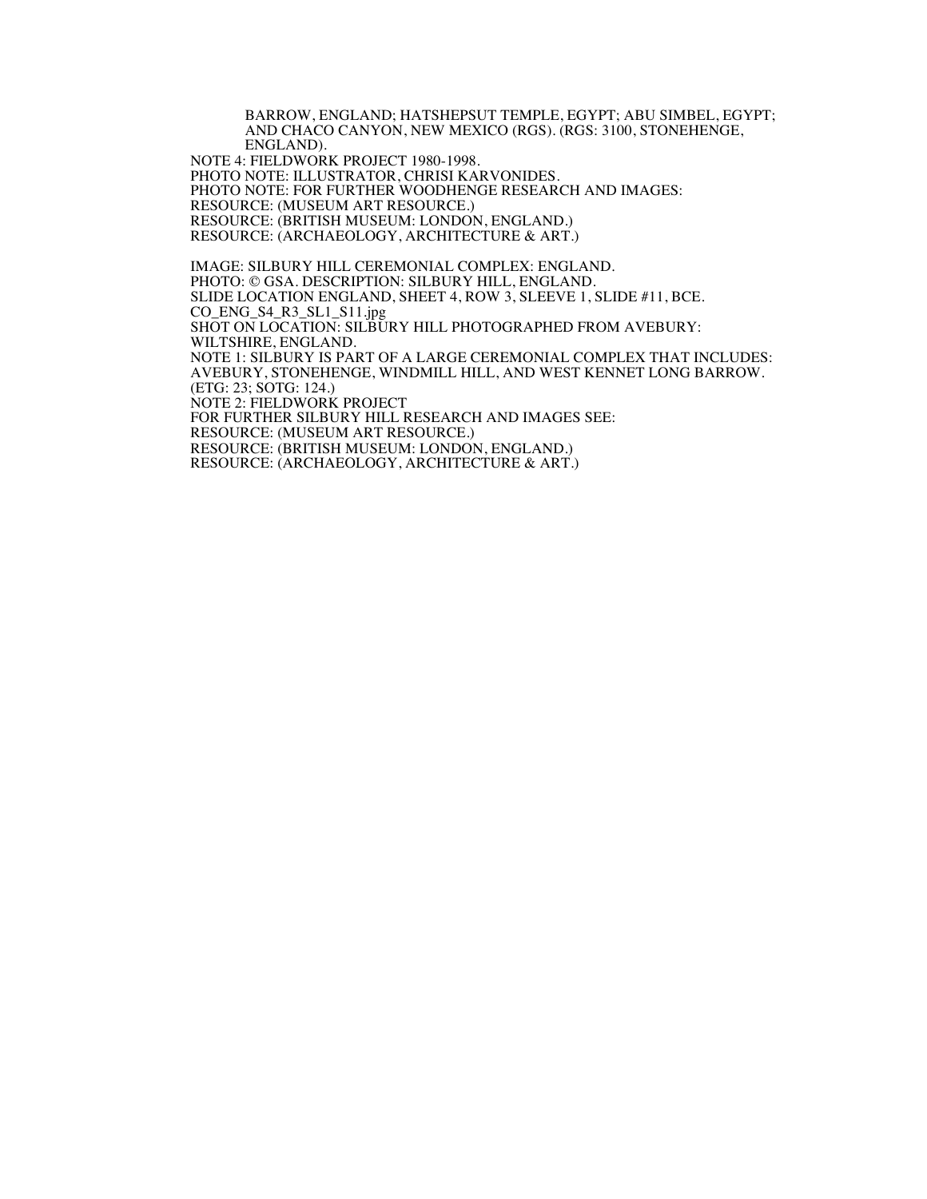BARROW, ENGLAND; HATSHEPSUT TEMPLE, EGYPT; ABU SIMBEL, EGYPT; AND CHACO CANYON, NEW MEXICO (RGS). (RGS: 3100, STONEHENGE, ENGLAND).

NOTE 4: FIELDWORK PROJECT 1980-1998.
PHOTO NOTE: ILLUSTRATOR, CHRISI KARVONIDES.
PHOTO NOTE: FOR FURTHER WOODHENGE RESEARCH AND IMAGES:
RESOURCE: (MUSEUM ART RESOURCE.)
RESOURCE: (BRITISH MUSEUM: LONDON, ENGLAND.)
RESOURCE: (ARCHAEOLOGY, ARCHITECTURE & ART.)

IMAGE: SILBURY HILL CEREMONIAL COMPLEX: ENGLAND.
PHOTO: © GSA. DESCRIPTION: SILBURY HILL, ENGLAND.
SLIDE LOCATION ENGLAND, SHEET 4, ROW 3, SLEEVE 1, SLIDE #11, BCE.
CO_ENG_S4_R3_SL1_S11.jpg
SHOT ON LOCATION: SILBURY HILL PHOTOGRAPHED FROM AVEBURY: WILTSHIRE, ENGLAND.
NOTE 1: SILBURY IS PART OF A LARGE CEREMONIAL COMPLEX THAT INCLUDES: AVEBURY, STONEHENGE, WINDMILL HILL, AND WEST KENNET LONG BARROW. (ETG: 23; SOTG: 124.)
NOTE 2: FIELDWORK PROJECT
FOR FURTHER SILBURY HILL RESEARCH AND IMAGES SEE:
RESOURCE: (MUSEUM ART RESOURCE.)
RESOURCE: (BRITISH MUSEUM: LONDON, ENGLAND.)
RESOURCE: (ARCHAEOLOGY, ARCHITECTURE & ART.)